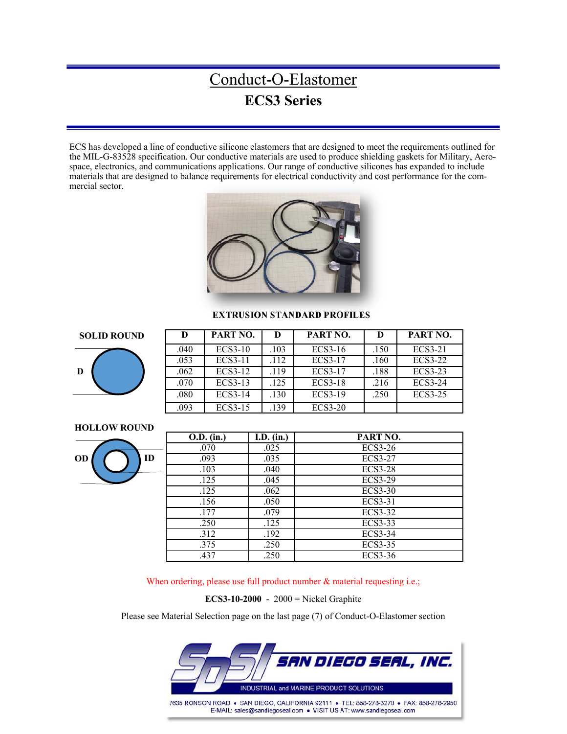# Conduct-O-Elastomer

## ECS3 Series

ECS has developed a line of conductive silicone elastomers that are designed to meet the requirements outlined for the MIL-G-83528 specification. Our conductive materials are used to produce shielding gaskets for Military, Aerospace, electronics, and communications applications. Our range of conductive silicones has expanded to include materials that are designed to balance requirements for electrical conductivity and cost performance for the commercial sector.

### EXTRUSION STANDARD PROFILES

**SOLID ROUND**

| D | PART NO. | D | PART NO. | D | PART NO. |
|---|---|---|---|---|---|
| .040 | ECS3-10 | .103 | ECS3-16 | .150 | ECS3-21 |
| .053 | ECS3-11 | .112 | ECS3-17 | .160 | ECS3-22 |
| .062 | ECS3-12 | .119 | ECS3-17 | .188 | ECS3-23 |
| .070 | ECS3-13 | .125 | ECS3-18 | .216 | ECS3-24 |
| .080 | ECS3-14 | .130 | ECS3-19 | .250 | ECS3-25 |
| .093 | ECS3-15 | .139 | ECS3-20 | | |

**HOLLOW ROUND**

| O.D. (in.) | I.D. (in.) | PART NO. |
|---|---|---|
| .070 | .025 | ECS3-26 |
| .093 | .035 | ECS3-27 |
| .103 | .040 | ECS3-28 |
| .125 | .045 | ECS3-29 |
| .125 | .062 | ECS3-30 |
| .156 | .050 | ECS3-31 |
| .177 | .079 | ECS3-32 |
| .250 | .125 | ECS3-33 |
| .312 | .192 | ECS3-34 |
| .375 | .250 | ECS3-35 |
| .437 | .250 | ECS3-36 |

When ordering, please use full product number & material requesting i.e.;

**ECS3-10-2000** - 2000 = Nickel Graphite

Please see Material Selection page on the last page (7) of Conduct-O-Elastomer section

**SAN DIEGO SEAL, INC.**
INDUSTRIAL and MARINE PRODUCT SOLUTIONS
7635 RONSON ROAD • SAN DIEGO, CALIFORNIA 92111 • TEL: 858-278-3270 • FAX: 858-278-2950
E-MAIL: sales@sandiegoseal.com • VISIT US AT: www.sandiegoseal.com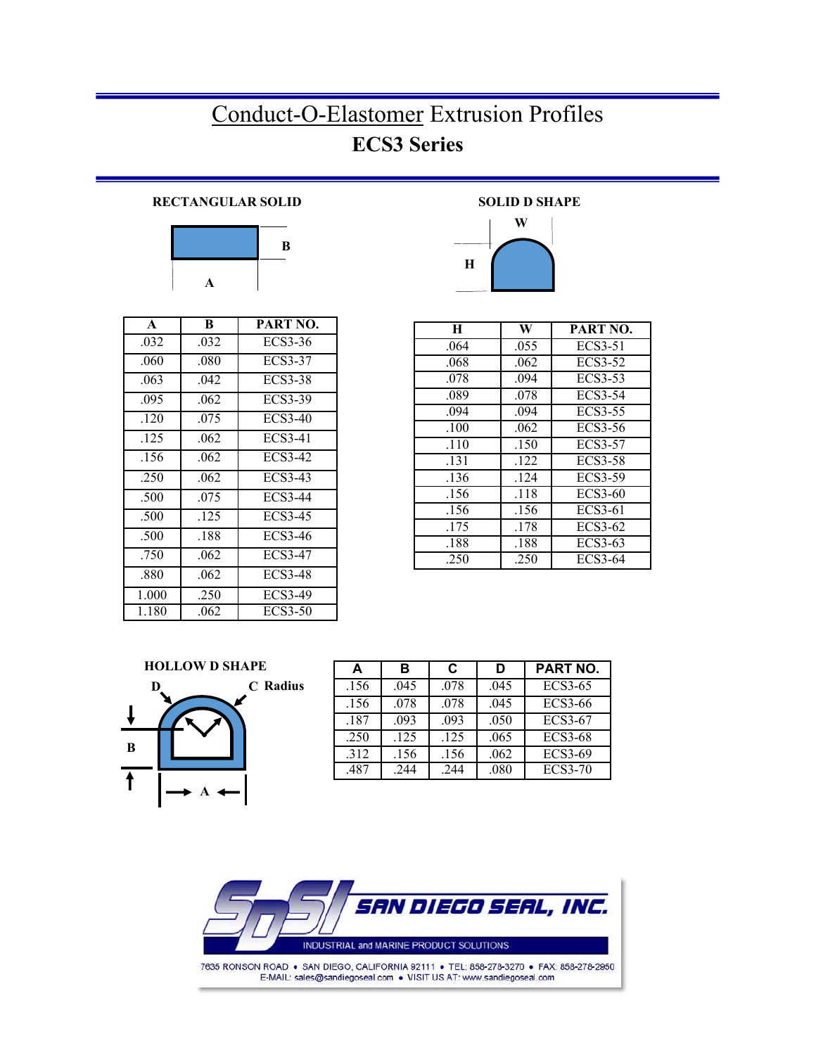# Conduct-O-Elastomer Extrusion Profiles

## ECS3 Series

### RECTANGULAR SOLID

| A | B | PART NO. |
|---|---|---|
| .032 | .032 | ECS3-36 |
| .060 | .080 | ECS3-37 |
| .063 | .042 | ECS3-38 |
| .095 | .062 | ECS3-39 |
| .120 | .075 | ECS3-40 |
| .125 | .062 | ECS3-41 |
| .156 | .062 | ECS3-42 |
| .250 | .062 | ECS3-43 |
| .500 | .075 | ECS3-44 |
| .500 | .125 | ECS3-45 |
| .500 | .188 | ECS3-46 |
| .750 | .062 | ECS3-47 |
| .880 | .062 | ECS3-48 |
| 1.000 | .250 | ECS3-49 |
| 1.180 | .062 | ECS3-50 |

### SOLID D SHAPE

| H | W | PART NO. |
|---|---|---|
| .064 | .055 | ECS3-51 |
| .068 | .062 | ECS3-52 |
| .078 | .094 | ECS3-53 |
| .089 | .078 | ECS3-54 |
| .094 | .094 | ECS3-55 |
| .100 | .062 | ECS3-56 |
| .110 | .150 | ECS3-57 |
| .131 | .122 | ECS3-58 |
| .136 | .124 | ECS3-59 |
| .156 | .118 | ECS3-60 |
| .156 | .156 | ECS3-61 |
| .175 | .178 | ECS3-62 |
| .188 | .188 | ECS3-63 |
| .250 | .250 | ECS3-64 |

### HOLLOW D SHAPE

D, C Radius, B, A

| A | B | C | D | PART NO. |
|---|---|---|---|---|
| .156 | .045 | .078 | .045 | ECS3-65 |
| .156 | .078 | .078 | .045 | ECS3-66 |
| .187 | .093 | .093 | .050 | ECS3-67 |
| .250 | .125 | .125 | .065 | ECS3-68 |
| .312 | .156 | .156 | .062 | ECS3-69 |
| .487 | .244 | .244 | .080 | ECS3-70 |

**SAN DIEGO SEAL, INC.**

INDUSTRIAL and MARINE PRODUCT SOLUTIONS

7635 RONSON ROAD • SAN DIEGO, CALIFORNIA 92111 • TEL: 858-278-3270 • FAX: 858-278-2950
E-MAIL: sales@sandiegoseal.com • VISIT US AT: www.sandiegoseal.com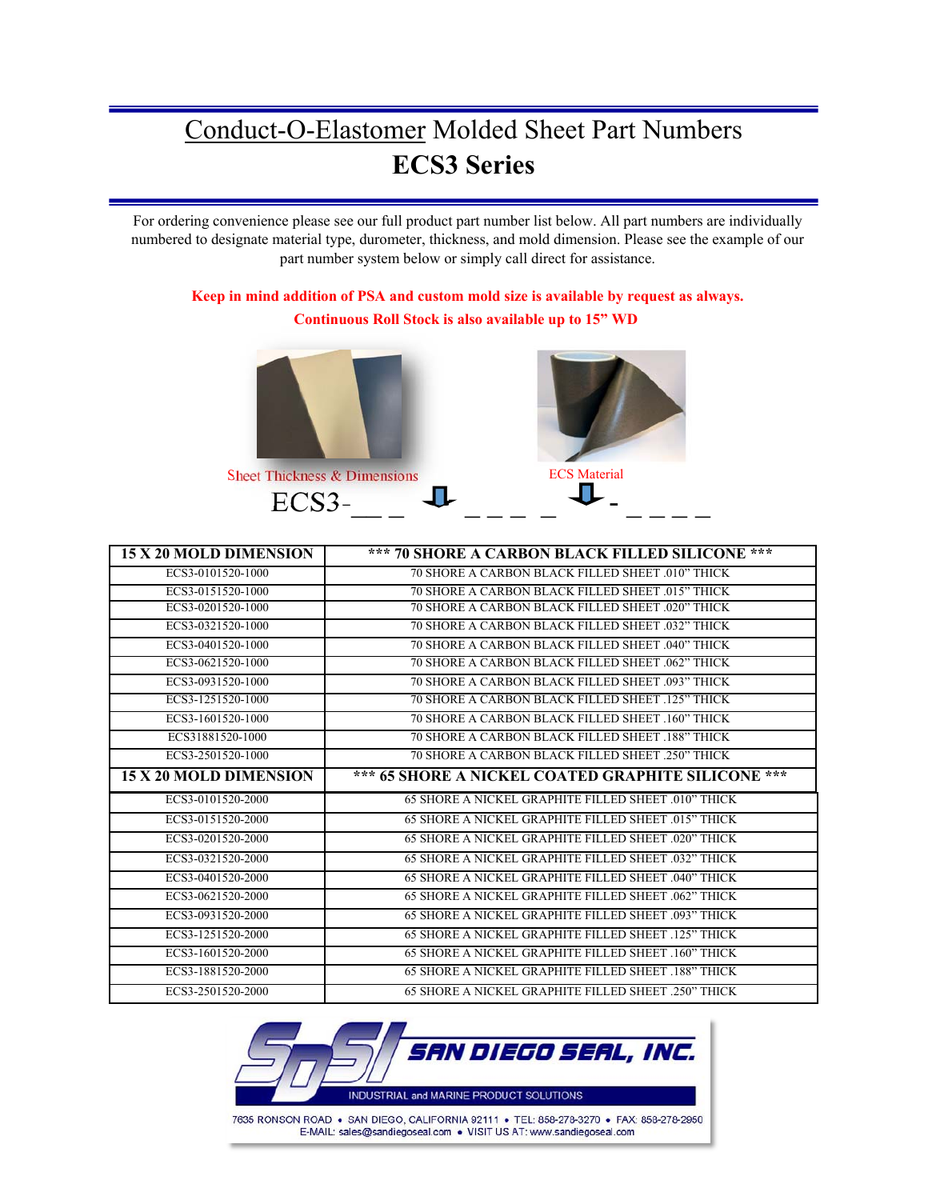# Conduct-O-Elastomer Molded Sheet Part Numbers

## ECS3 Series

For ordering convenience please see our full product part number list below. All part numbers are individually numbered to designate material type, durometer, thickness, and mold dimension. Please see the example of our part number system below or simply call direct for assistance.

**Keep in mind addition of PSA and custom mold size is available by request as always.**

**Continuous Roll Stock is also available up to 15" WD**

Sheet Thickness & Dimensions

ECS Material

ECS3-\_\_ \_\_ \_\_ \_\_ \_\_ \_\_ - \_\_ \_\_ \_\_ \_\_

| 15 X 20 MOLD DIMENSION | *** 70 SHORE A CARBON BLACK FILLED SILICONE *** |
|---|---|
| ECS3-0101520-1000 | 70 SHORE A CARBON BLACK FILLED SHEET .010" THICK |
| ECS3-0151520-1000 | 70 SHORE A CARBON BLACK FILLED SHEET .015" THICK |
| ECS3-0201520-1000 | 70 SHORE A CARBON BLACK FILLED SHEET .020" THICK |
| ECS3-0321520-1000 | 70 SHORE A CARBON BLACK FILLED SHEET .032" THICK |
| ECS3-0401520-1000 | 70 SHORE A CARBON BLACK FILLED SHEET .040" THICK |
| ECS3-0621520-1000 | 70 SHORE A CARBON BLACK FILLED SHEET .062" THICK |
| ECS3-0931520-1000 | 70 SHORE A CARBON BLACK FILLED SHEET .093" THICK |
| ECS3-1251520-1000 | 70 SHORE A CARBON BLACK FILLED SHEET .125" THICK |
| ECS3-1601520-1000 | 70 SHORE A CARBON BLACK FILLED SHEET .160" THICK |
| ECS31881520-1000 | 70 SHORE A CARBON BLACK FILLED SHEET .188" THICK |
| ECS3-2501520-1000 | 70 SHORE A CARBON BLACK FILLED SHEET .250" THICK |
| **15 X 20 MOLD DIMENSION** | ***** 65 SHORE A NICKEL COATED GRAPHITE SILICONE ***** |
| ECS3-0101520-2000 | 65 SHORE A NICKEL GRAPHITE FILLED SHEET .010" THICK |
| ECS3-0151520-2000 | 65 SHORE A NICKEL GRAPHITE FILLED SHEET .015" THICK |
| ECS3-0201520-2000 | 65 SHORE A NICKEL GRAPHITE FILLED SHEET .020" THICK |
| ECS3-0321520-2000 | 65 SHORE A NICKEL GRAPHITE FILLED SHEET .032" THICK |
| ECS3-0401520-2000 | 65 SHORE A NICKEL GRAPHITE FILLED SHEET .040" THICK |
| ECS3-0621520-2000 | 65 SHORE A NICKEL GRAPHITE FILLED SHEET .062" THICK |
| ECS3-0931520-2000 | 65 SHORE A NICKEL GRAPHITE FILLED SHEET .093" THICK |
| ECS3-1251520-2000 | 65 SHORE A NICKEL GRAPHITE FILLED SHEET .125" THICK |
| ECS3-1601520-2000 | 65 SHORE A NICKEL GRAPHITE FILLED SHEET .160" THICK |
| ECS3-1881520-2000 | 65 SHORE A NICKEL GRAPHITE FILLED SHEET .188" THICK |
| ECS3-2501520-2000 | 65 SHORE A NICKEL GRAPHITE FILLED SHEET .250" THICK |

SAN DIEGO SEAL, INC.

INDUSTRIAL and MARINE PRODUCT SOLUTIONS

7635 RONSON ROAD • SAN DIEGO, CALIFORNIA 92111 • TEL: 858-278-3270 • FAX: 858-278-2950
E-MAIL: sales@sandiegoseal.com • VISIT US AT: www.sandiegoseal.com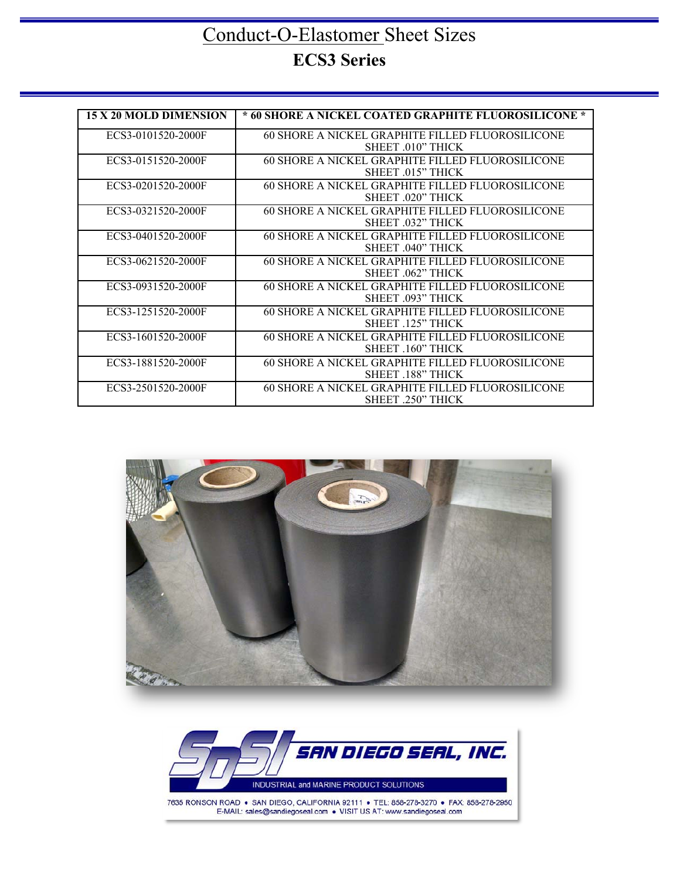# Conduct-O-Elastomer Sheet Sizes

## ECS3 Series

| 15 X 20 MOLD DIMENSION | * 60 SHORE A NICKEL COATED GRAPHITE FLUOROSILICONE * |
|---|---|
| ECS3-0101520-2000F | 60 SHORE A NICKEL GRAPHITE FILLED FLUOROSILICONE SHEET .010" THICK |
| ECS3-0151520-2000F | 60 SHORE A NICKEL GRAPHITE FILLED FLUOROSILICONE SHEET .015" THICK |
| ECS3-0201520-2000F | 60 SHORE A NICKEL GRAPHITE FILLED FLUOROSILICONE SHEET .020" THICK |
| ECS3-0321520-2000F | 60 SHORE A NICKEL GRAPHITE FILLED FLUOROSILICONE SHEET .032" THICK |
| ECS3-0401520-2000F | 60 SHORE A NICKEL GRAPHITE FILLED FLUOROSILICONE SHEET .040" THICK |
| ECS3-0621520-2000F | 60 SHORE A NICKEL GRAPHITE FILLED FLUOROSILICONE SHEET .062" THICK |
| ECS3-0931520-2000F | 60 SHORE A NICKEL GRAPHITE FILLED FLUOROSILICONE SHEET .093" THICK |
| ECS3-1251520-2000F | 60 SHORE A NICKEL GRAPHITE FILLED FLUOROSILICONE SHEET .125" THICK |
| ECS3-1601520-2000F | 60 SHORE A NICKEL GRAPHITE FILLED FLUOROSILICONE SHEET .160" THICK |
| ECS3-1881520-2000F | 60 SHORE A NICKEL GRAPHITE FILLED FLUOROSILICONE SHEET .188" THICK |
| ECS3-2501520-2000F | 60 SHORE A NICKEL GRAPHITE FILLED FLUOROSILICONE SHEET .250" THICK |

SAN DIEGO SEAL, INC.

INDUSTRIAL and MARINE PRODUCT SOLUTIONS

7635 RONSON ROAD • SAN DIEGO, CALIFORNIA 92111 • TEL: 858-278-3270 • FAX: 858-278-2950
E-MAIL: sales@sandiegoseal.com • VISIT US AT: www.sandiegoseal.com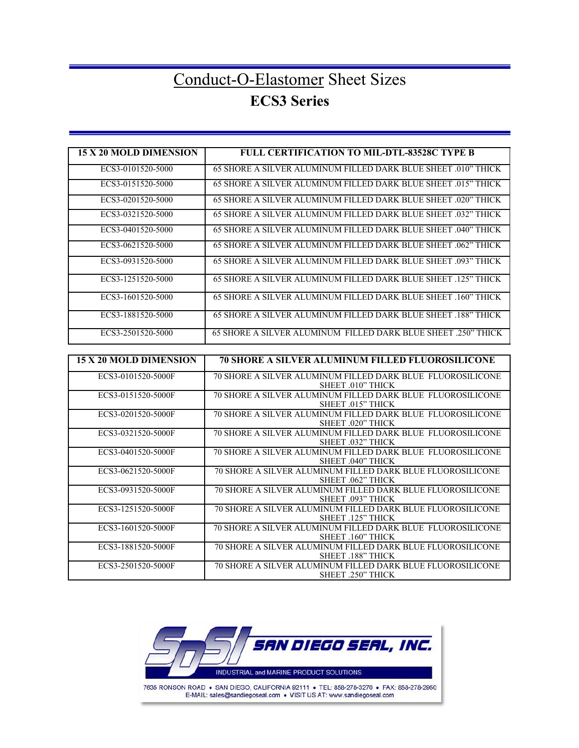# Conduct-O-Elastomer Sheet Sizes

## ECS3 Series

| 15 X 20 MOLD DIMENSION | FULL CERTIFICATION TO MIL-DTL-83528C TYPE B |
|---|---|
| ECS3-0101520-5000 | 65 SHORE A SILVER ALUMINUM FILLED DARK BLUE SHEET .010" THICK |
| ECS3-0151520-5000 | 65 SHORE A SILVER ALUMINUM FILLED DARK BLUE SHEET .015" THICK |
| ECS3-0201520-5000 | 65 SHORE A SILVER ALUMINUM FILLED DARK BLUE SHEET .020" THICK |
| ECS3-0321520-5000 | 65 SHORE A SILVER ALUMINUM FILLED DARK BLUE SHEET .032" THICK |
| ECS3-0401520-5000 | 65 SHORE A SILVER ALUMINUM FILLED DARK BLUE SHEET .040" THICK |
| ECS3-0621520-5000 | 65 SHORE A SILVER ALUMINUM FILLED DARK BLUE SHEET .062" THICK |
| ECS3-0931520-5000 | 65 SHORE A SILVER ALUMINUM FILLED DARK BLUE SHEET .093" THICK |
| ECS3-1251520-5000 | 65 SHORE A SILVER ALUMINUM FILLED DARK BLUE SHEET .125" THICK |
| ECS3-1601520-5000 | 65 SHORE A SILVER ALUMINUM FILLED DARK BLUE SHEET .160" THICK |
| ECS3-1881520-5000 | 65 SHORE A SILVER ALUMINUM FILLED DARK BLUE SHEET .188" THICK |
| ECS3-2501520-5000 | 65 SHORE A SILVER ALUMINUM FILLED DARK BLUE SHEET .250" THICK |

| 15 X 20 MOLD DIMENSION | 70 SHORE A SILVER ALUMINUM FILLED FLUOROSILICONE |
|---|---|
| ECS3-0101520-5000F | 70 SHORE A SILVER ALUMINUM FILLED DARK BLUE FLUOROSILICONE SHEET .010" THICK |
| ECS3-0151520-5000F | 70 SHORE A SILVER ALUMINUM FILLED DARK BLUE FLUOROSILICONE SHEET .015" THICK |
| ECS3-0201520-5000F | 70 SHORE A SILVER ALUMINUM FILLED DARK BLUE FLUOROSILICONE SHEET .020" THICK |
| ECS3-0321520-5000F | 70 SHORE A SILVER ALUMINUM FILLED DARK BLUE FLUOROSILICONE SHEET .032" THICK |
| ECS3-0401520-5000F | 70 SHORE A SILVER ALUMINUM FILLED DARK BLUE FLUOROSILICONE SHEET .040" THICK |
| ECS3-0621520-5000F | 70 SHORE A SILVER ALUMINUM FILLED DARK BLUE FLUOROSILICONE SHEET .062" THICK |
| ECS3-0931520-5000F | 70 SHORE A SILVER ALUMINUM FILLED DARK BLUE FLUOROSILICONE SHEET .093" THICK |
| ECS3-1251520-5000F | 70 SHORE A SILVER ALUMINUM FILLED DARK BLUE FLUOROSILICONE SHEET .125" THICK |
| ECS3-1601520-5000F | 70 SHORE A SILVER ALUMINUM FILLED DARK BLUE FLUOROSILICONE SHEET .160" THICK |
| ECS3-1881520-5000F | 70 SHORE A SILVER ALUMINUM FILLED DARK BLUE FLUOROSILICONE SHEET .188" THICK |
| ECS3-2501520-5000F | 70 SHORE A SILVER ALUMINUM FILLED DARK BLUE FLUOROSILICONE SHEET .250" THICK |

**SAN DIEGO SEAL, INC.**

INDUSTRIAL and MARINE PRODUCT SOLUTIONS

7635 RONSON ROAD • SAN DIEGO, CALIFORNIA 92111 • TEL: 858-278-3270 • FAX: 858-278-2950
E-MAIL: sales@sandiegoseal.com • VISIT US AT: www.sandiegoseal.com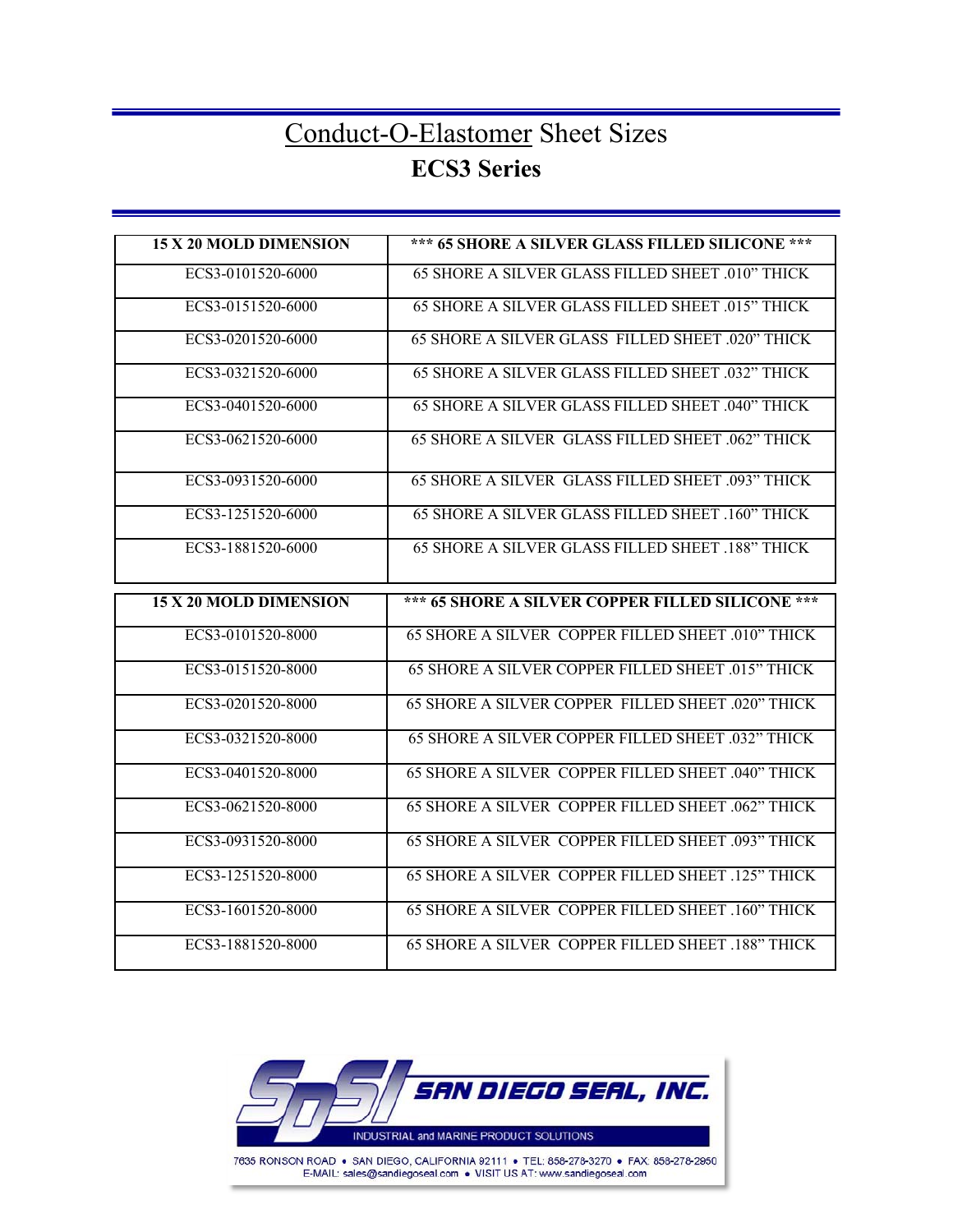# Conduct-O-Elastomer Sheet Sizes
## ECS3 Series

| 15 X 20 MOLD DIMENSION | *** 65 SHORE A SILVER GLASS FILLED SILICONE *** |
|---|---|
| ECS3-0101520-6000 | 65 SHORE A SILVER GLASS FILLED SHEET .010" THICK |
| ECS3-0151520-6000 | 65 SHORE A SILVER GLASS FILLED SHEET .015" THICK |
| ECS3-0201520-6000 | 65 SHORE A SILVER GLASS FILLED SHEET .020" THICK |
| ECS3-0321520-6000 | 65 SHORE A SILVER GLASS FILLED SHEET .032" THICK |
| ECS3-0401520-6000 | 65 SHORE A SILVER GLASS FILLED SHEET .040" THICK |
| ECS3-0621520-6000 | 65 SHORE A SILVER GLASS FILLED SHEET .062" THICK |
| ECS3-0931520-6000 | 65 SHORE A SILVER GLASS FILLED SHEET .093" THICK |
| ECS3-1251520-6000 | 65 SHORE A SILVER GLASS FILLED SHEET .160" THICK |
| ECS3-1881520-6000 | 65 SHORE A SILVER GLASS FILLED SHEET .188" THICK |

| 15 X 20 MOLD DIMENSION | *** 65 SHORE A SILVER COPPER FILLED SILICONE *** |
|---|---|
| ECS3-0101520-8000 | 65 SHORE A SILVER COPPER FILLED SHEET .010" THICK |
| ECS3-0151520-8000 | 65 SHORE A SILVER COPPER FILLED SHEET .015" THICK |
| ECS3-0201520-8000 | 65 SHORE A SILVER COPPER FILLED SHEET .020" THICK |
| ECS3-0321520-8000 | 65 SHORE A SILVER COPPER FILLED SHEET .032" THICK |
| ECS3-0401520-8000 | 65 SHORE A SILVER COPPER FILLED SHEET .040" THICK |
| ECS3-0621520-8000 | 65 SHORE A SILVER COPPER FILLED SHEET .062" THICK |
| ECS3-0931520-8000 | 65 SHORE A SILVER COPPER FILLED SHEET .093" THICK |
| ECS3-1251520-8000 | 65 SHORE A SILVER COPPER FILLED SHEET .125" THICK |
| ECS3-1601520-8000 | 65 SHORE A SILVER COPPER FILLED SHEET .160" THICK |
| ECS3-1881520-8000 | 65 SHORE A SILVER COPPER FILLED SHEET .188" THICK |

SDSI SAN DIEGO SEAL, INC.
INDUSTRIAL and MARINE PRODUCT SOLUTIONS
7635 RONSON ROAD • SAN DIEGO, CALIFORNIA 92111 • TEL: 858-278-3270 • FAX: 858-278-2950
E-MAIL: sales@sandiegoseal.com • VISIT US AT: www.sandiegoseal.com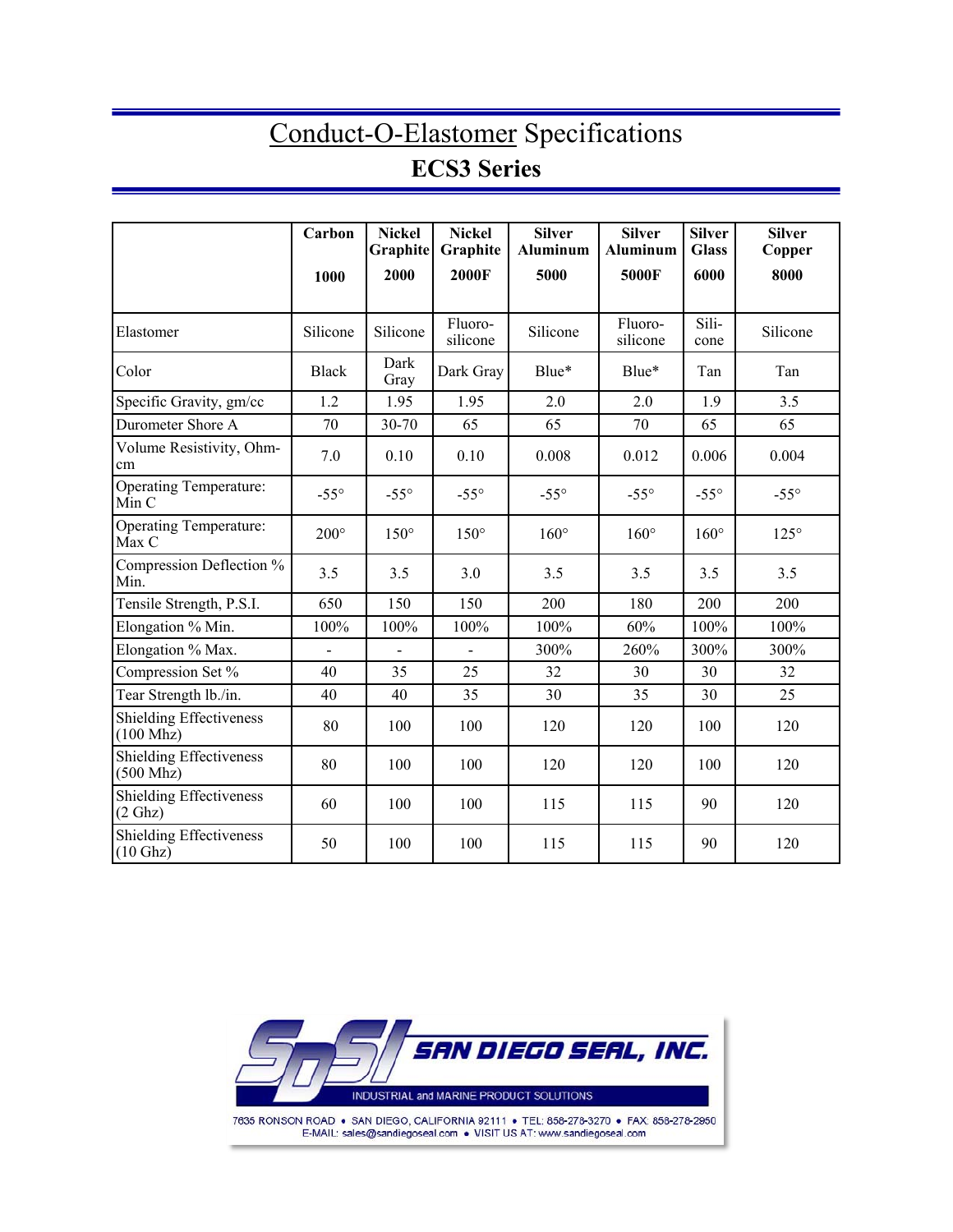# Conduct-O-Elastomer Specifications

## ECS3 Series

| | Carbon 1000 | Nickel Graphite 2000 | Nickel Graphite 2000F | Silver Aluminum 5000 | Silver Aluminum 5000F | Silver Glass 6000 | Silver Copper 8000 |
|---|---|---|---|---|---|---|---|
| Elastomer | Silicone | Silicone | Fluoro-silicone | Silicone | Fluoro-silicone | Sili-cone | Silicone |
| Color | Black | Dark Gray | Dark Gray | Blue* | Blue* | Tan | Tan |
| Specific Gravity, gm/cc | 1.2 | 1.95 | 1.95 | 2.0 | 2.0 | 1.9 | 3.5 |
| Durometer Shore A | 70 | 30-70 | 65 | 65 | 70 | 65 | 65 |
| Volume Resistivity, Ohm-cm | 7.0 | 0.10 | 0.10 | 0.008 | 0.012 | 0.006 | 0.004 |
| Operating Temperature: Min C | -55° | -55° | -55° | -55° | -55° | -55° | -55° |
| Operating Temperature: Max C | 200° | 150° | 150° | 160° | 160° | 160° | 125° |
| Compression Deflection % Min. | 3.5 | 3.5 | 3.0 | 3.5 | 3.5 | 3.5 | 3.5 |
| Tensile Strength, P.S.I. | 650 | 150 | 150 | 200 | 180 | 200 | 200 |
| Elongation % Min. | 100% | 100% | 100% | 100% | 60% | 100% | 100% |
| Elongation % Max. | - | - | - | 300% | 260% | 300% | 300% |
| Compression Set % | 40 | 35 | 25 | 32 | 30 | 30 | 32 |
| Tear Strength lb./in. | 40 | 40 | 35 | 30 | 35 | 30 | 25 |
| Shielding Effectiveness (100 Mhz) | 80 | 100 | 100 | 120 | 120 | 100 | 120 |
| Shielding Effectiveness (500 Mhz) | 80 | 100 | 100 | 120 | 120 | 100 | 120 |
| Shielding Effectiveness (2 Ghz) | 60 | 100 | 100 | 115 | 115 | 90 | 120 |
| Shielding Effectiveness (10 Ghz) | 50 | 100 | 100 | 115 | 115 | 90 | 120 |

SAN DIEGO SEAL, INC.

INDUSTRIAL and MARINE PRODUCT SOLUTIONS

7635 RONSON ROAD • SAN DIEGO, CALIFORNIA 92111 • TEL: 858-278-3270 • FAX: 858-278-2950
E-MAIL: sales@sandiegoseal.com • VISIT US AT: www.sandiegoseal.com